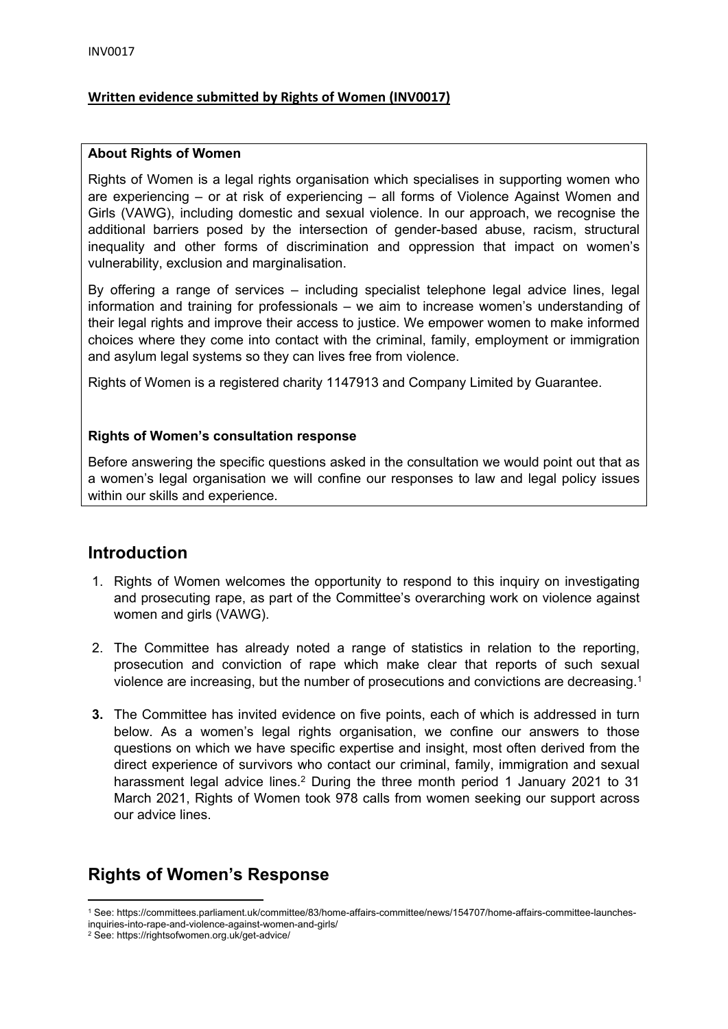**Written evidence submitted by Rights of Women (INV0017)**

**About Rights of Women**

Rights of Women is a legal rights organisation which specialises in supporting women who are experiencing – or at risk of experiencing – all forms of Violence Against Women and Girls (VAWG), including domestic and sexual violence. In our approach, we recognise the additional barriers posed by the intersection of gender-based abuse, racism, structural inequality and other forms of discrimination and oppression that impact on women's vulnerability, exclusion and marginalisation.

By offering a range of services – including specialist telephone legal advice lines, legal information and training for professionals – we aim to increase women's understanding of their legal rights and improve their access to justice. We empower women to make informed choices where they come into contact with the criminal, family, employment or immigration and asylum legal systems so they can lives free from violence.

Rights of Women is a registered charity 1147913 and Company Limited by Guarantee.

**Rights of Women's consultation response**

Before answering the specific questions asked in the consultation we would point out that as a women's legal organisation we will confine our responses to law and legal policy issues within our skills and experience.

## Introduction

1. Rights of Women welcomes the opportunity to respond to this inquiry on investigating and prosecuting rape, as part of the Committee's overarching work on violence against women and girls (VAWG).

2. The Committee has already noted a range of statistics in relation to the reporting, prosecution and conviction of rape which make clear that reports of such sexual violence are increasing, but the number of prosecutions and convictions are decreasing.[1]

3. The Committee has invited evidence on five points, each of which is addressed in turn below. As a women's legal rights organisation, we confine our answers to those questions on which we have specific expertise and insight, most often derived from the direct experience of survivors who contact our criminal, family, immigration and sexual harassment legal advice lines.[2] During the three month period 1 January 2021 to 31 March 2021, Rights of Women took 978 calls from women seeking our support across our advice lines.

## Rights of Women's Response

[1] See: https://committees.parliament.uk/committee/83/home-affairs-committee/news/154707/home-affairs-committee-launches-inquiries-into-rape-and-violence-against-women-and-girls/

[2] See: https://rightsofwomen.org.uk/get-advice/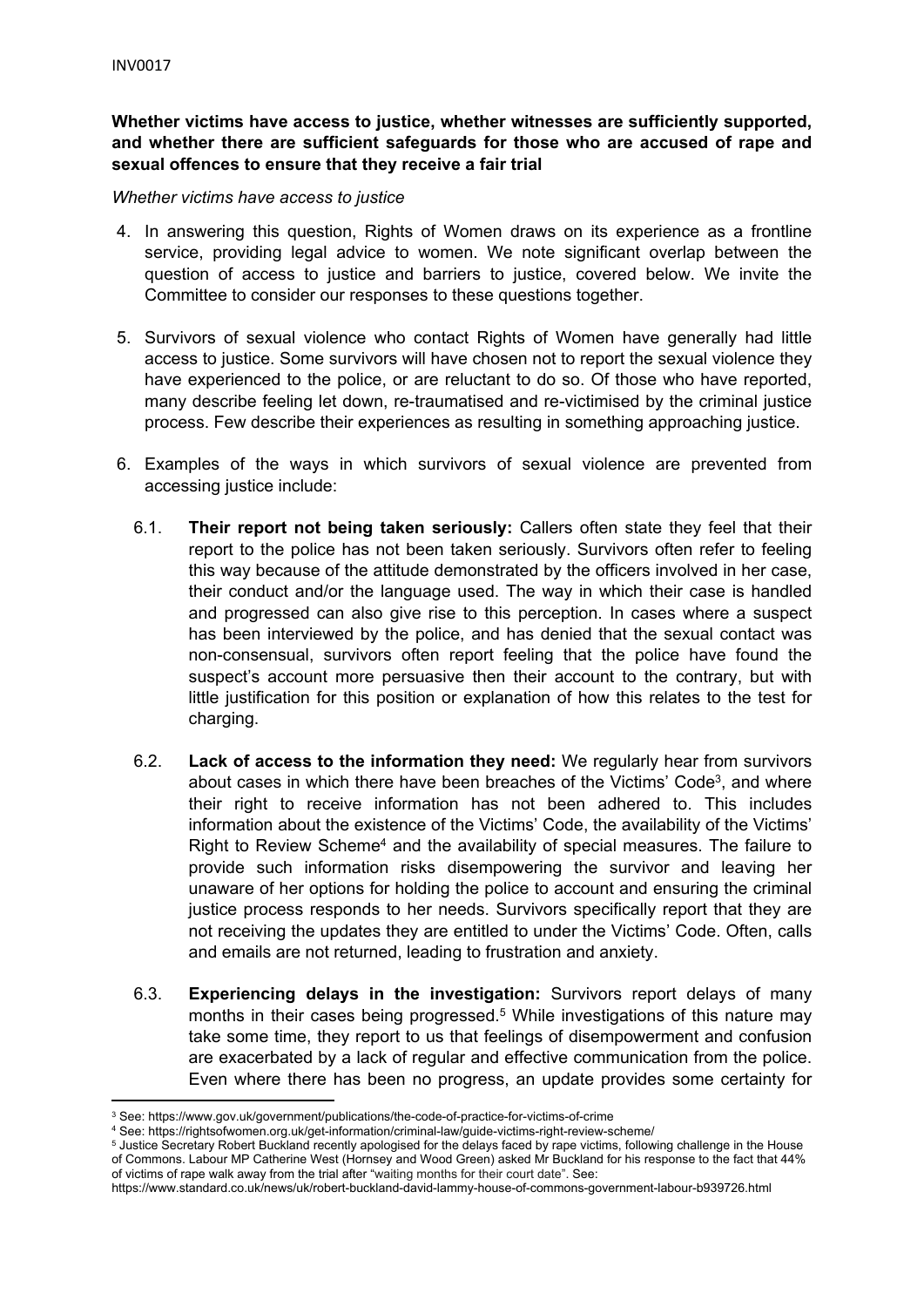**Whether victims have access to justice, whether witnesses are sufficiently supported, and whether there are sufficient safeguards for those who are accused of rape and sexual offences to ensure that they receive a fair trial**

*Whether victims have access to justice*

4. In answering this question, Rights of Women draws on its experience as a frontline service, providing legal advice to women. We note significant overlap between the question of access to justice and barriers to justice, covered below. We invite the Committee to consider our responses to these questions together.

5. Survivors of sexual violence who contact Rights of Women have generally had little access to justice. Some survivors will have chosen not to report the sexual violence they have experienced to the police, or are reluctant to do so. Of those who have reported, many describe feeling let down, re-traumatised and re-victimised by the criminal justice process. Few describe their experiences as resulting in something approaching justice.

6. Examples of the ways in which survivors of sexual violence are prevented from accessing justice include:

   6.1. **Their report not being taken seriously:** Callers often state they feel that their report to the police has not been taken seriously. Survivors often refer to feeling this way because of the attitude demonstrated by the officers involved in her case, their conduct and/or the language used. The way in which their case is handled and progressed can also give rise to this perception. In cases where a suspect has been interviewed by the police, and has denied that the sexual contact was non-consensual, survivors often report feeling that the police have found the suspect's account more persuasive then their account to the contrary, but with little justification for this position or explanation of how this relates to the test for charging.

   6.2. **Lack of access to the information they need:** We regularly hear from survivors about cases in which there have been breaches of the Victims' Code[3], and where their right to receive information has not been adhered to. This includes information about the existence of the Victims' Code, the availability of the Victims' Right to Review Scheme[4] and the availability of special measures. The failure to provide such information risks disempowering the survivor and leaving her unaware of her options for holding the police to account and ensuring the criminal justice process responds to her needs. Survivors specifically report that they are not receiving the updates they are entitled to under the Victims' Code. Often, calls and emails are not returned, leading to frustration and anxiety.

   6.3. **Experiencing delays in the investigation:** Survivors report delays of many months in their cases being progressed.[5] While investigations of this nature may take some time, they report to us that feelings of disempowerment and confusion are exacerbated by a lack of regular and effective communication from the police. Even where there has been no progress, an update provides some certainty for

---

[3] See: https://www.gov.uk/government/publications/the-code-of-practice-for-victims-of-crime

[4] See: https://rightsofwomen.org.uk/get-information/criminal-law/guide-victims-right-review-scheme/

[5] Justice Secretary Robert Buckland recently apologised for the delays faced by rape victims, following challenge in the House of Commons. Labour MP Catherine West (Hornsey and Wood Green) asked Mr Buckland for his response to the fact that 44% of victims of rape walk away from the trial after "waiting months for their court date". See: https://www.standard.co.uk/news/uk/robert-buckland-david-lammy-house-of-commons-government-labour-b939726.html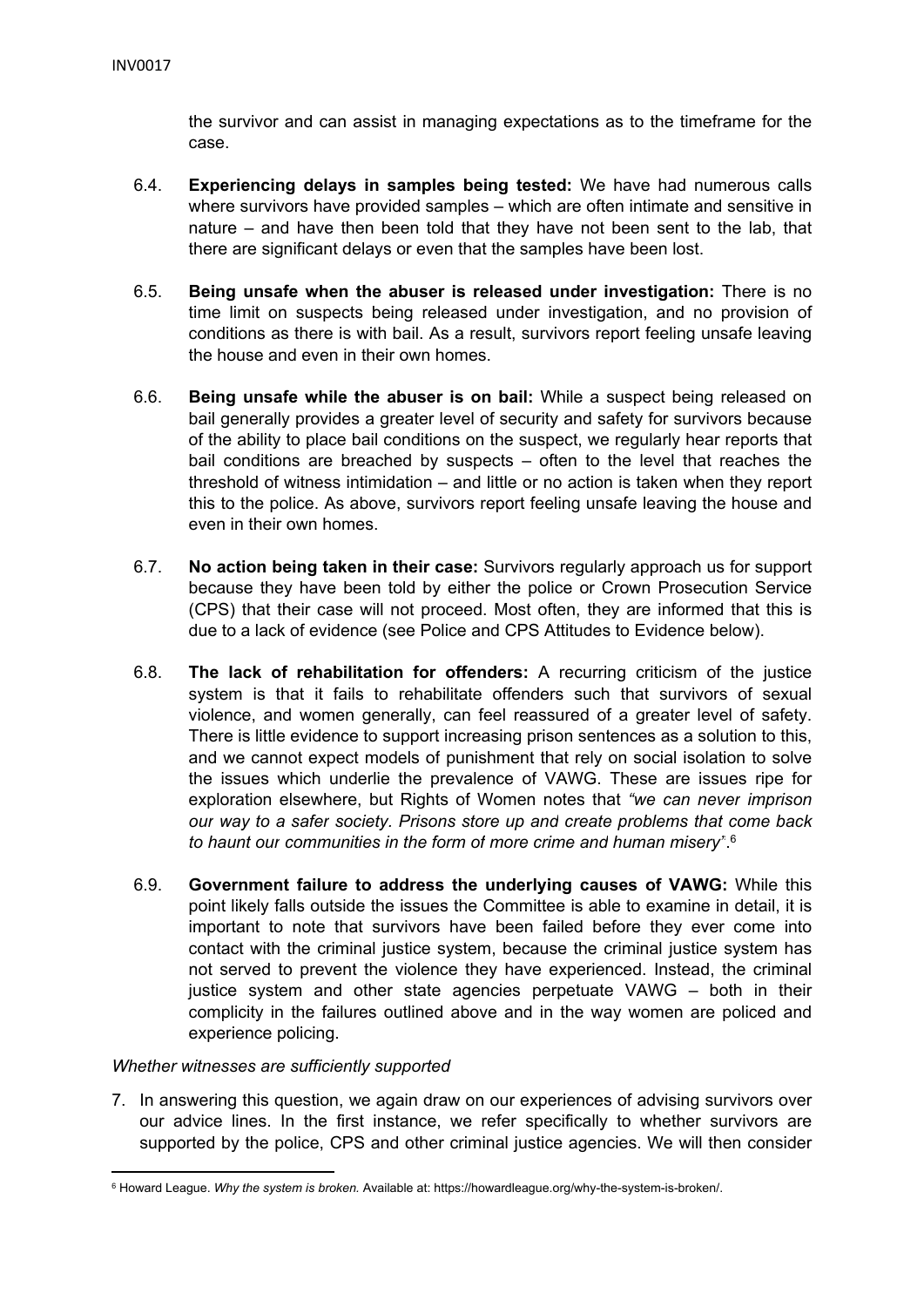the survivor and can assist in managing expectations as to the timeframe for the case.

6.4. **Experiencing delays in samples being tested:** We have had numerous calls where survivors have provided samples – which are often intimate and sensitive in nature – and have then been told that they have not been sent to the lab, that there are significant delays or even that the samples have been lost.

6.5. **Being unsafe when the abuser is released under investigation:** There is no time limit on suspects being released under investigation, and no provision of conditions as there is with bail. As a result, survivors report feeling unsafe leaving the house and even in their own homes.

6.6. **Being unsafe while the abuser is on bail:** While a suspect being released on bail generally provides a greater level of security and safety for survivors because of the ability to place bail conditions on the suspect, we regularly hear reports that bail conditions are breached by suspects – often to the level that reaches the threshold of witness intimidation – and little or no action is taken when they report this to the police. As above, survivors report feeling unsafe leaving the house and even in their own homes.

6.7. **No action being taken in their case:** Survivors regularly approach us for support because they have been told by either the police or Crown Prosecution Service (CPS) that their case will not proceed. Most often, they are informed that this is due to a lack of evidence (see Police and CPS Attitudes to Evidence below).

6.8. **The lack of rehabilitation for offenders:** A recurring criticism of the justice system is that it fails to rehabilitate offenders such that survivors of sexual violence, and women generally, can feel reassured of a greater level of safety. There is little evidence to support increasing prison sentences as a solution to this, and we cannot expect models of punishment that rely on social isolation to solve the issues which underlie the prevalence of VAWG. These are issues ripe for exploration elsewhere, but Rights of Women notes that *"we can never imprison our way to a safer society. Prisons store up and create problems that come back to haunt our communities in the form of more crime and human misery"*.[6]

6.9. **Government failure to address the underlying causes of VAWG:** While this point likely falls outside the issues the Committee is able to examine in detail, it is important to note that survivors have been failed before they ever come into contact with the criminal justice system, because the criminal justice system has not served to prevent the violence they have experienced. Instead, the criminal justice system and other state agencies perpetuate VAWG – both in their complicity in the failures outlined above and in the way women are policed and experience policing.

*Whether witnesses are sufficiently supported*

7. In answering this question, we again draw on our experiences of advising survivors over our advice lines. In the first instance, we refer specifically to whether survivors are supported by the police, CPS and other criminal justice agencies. We will then consider

[6] Howard League. *Why the system is broken.* Available at: https://howardleague.org/why-the-system-is-broken/.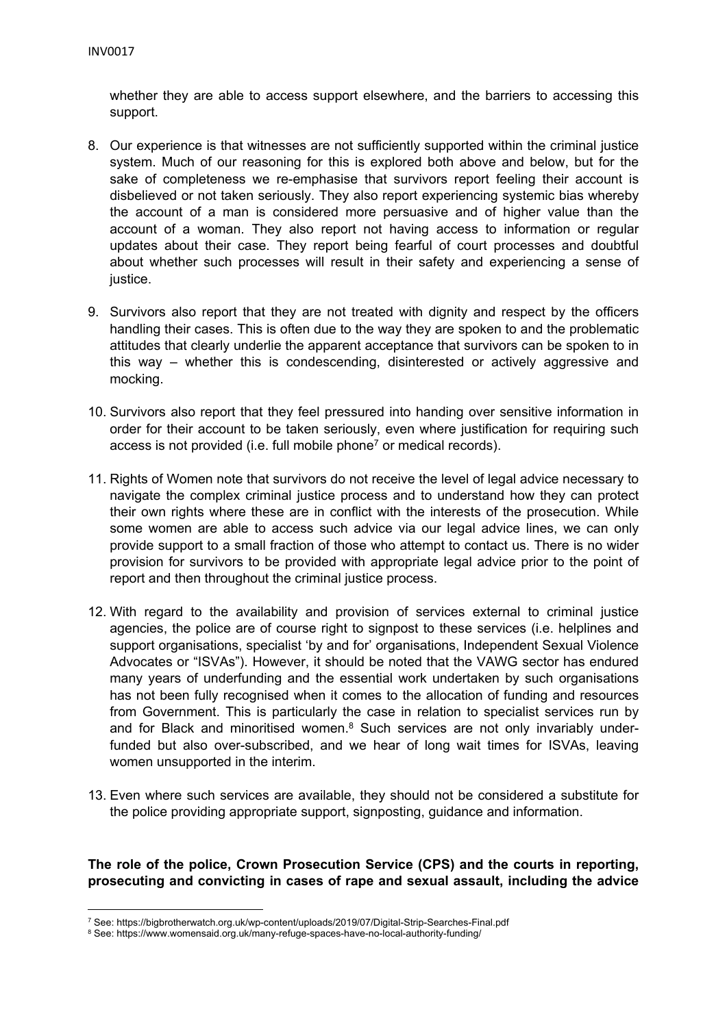whether they are able to access support elsewhere, and the barriers to accessing this support.

8. Our experience is that witnesses are not sufficiently supported within the criminal justice system. Much of our reasoning for this is explored both above and below, but for the sake of completeness we re-emphasise that survivors report feeling their account is disbelieved or not taken seriously. They also report experiencing systemic bias whereby the account of a man is considered more persuasive and of higher value than the account of a woman. They also report not having access to information or regular updates about their case. They report being fearful of court processes and doubtful about whether such processes will result in their safety and experiencing a sense of justice.

9. Survivors also report that they are not treated with dignity and respect by the officers handling their cases. This is often due to the way they are spoken to and the problematic attitudes that clearly underlie the apparent acceptance that survivors can be spoken to in this way – whether this is condescending, disinterested or actively aggressive and mocking.

10. Survivors also report that they feel pressured into handing over sensitive information in order for their account to be taken seriously, even where justification for requiring such access is not provided (i.e. full mobile phone[7] or medical records).

11. Rights of Women note that survivors do not receive the level of legal advice necessary to navigate the complex criminal justice process and to understand how they can protect their own rights where these are in conflict with the interests of the prosecution. While some women are able to access such advice via our legal advice lines, we can only provide support to a small fraction of those who attempt to contact us. There is no wider provision for survivors to be provided with appropriate legal advice prior to the point of report and then throughout the criminal justice process.

12. With regard to the availability and provision of services external to criminal justice agencies, the police are of course right to signpost to these services (i.e. helplines and support organisations, specialist 'by and for' organisations, Independent Sexual Violence Advocates or "ISVAs"). However, it should be noted that the VAWG sector has endured many years of underfunding and the essential work undertaken by such organisations has not been fully recognised when it comes to the allocation of funding and resources from Government. This is particularly the case in relation to specialist services run by and for Black and minoritised women.[8] Such services are not only invariably under-funded but also over-subscribed, and we hear of long wait times for ISVAs, leaving women unsupported in the interim.

13. Even where such services are available, they should not be considered a substitute for the police providing appropriate support, signposting, guidance and information.

**The role of the police, Crown Prosecution Service (CPS) and the courts in reporting, prosecuting and convicting in cases of rape and sexual assault, including the advice**

[7] See: https://bigbrotherwatch.org.uk/wp-content/uploads/2019/07/Digital-Strip-Searches-Final.pdf

[8] See: https://www.womensaid.org.uk/many-refuge-spaces-have-no-local-authority-funding/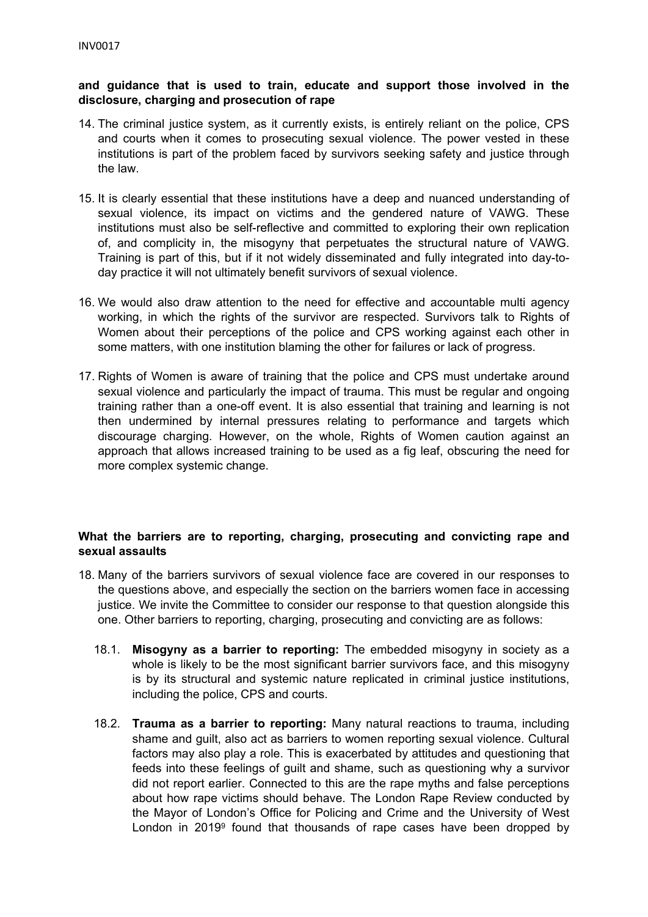**and guidance that is used to train, educate and support those involved in the disclosure, charging and prosecution of rape**

14. The criminal justice system, as it currently exists, is entirely reliant on the police, CPS and courts when it comes to prosecuting sexual violence. The power vested in these institutions is part of the problem faced by survivors seeking safety and justice through the law.

15. It is clearly essential that these institutions have a deep and nuanced understanding of sexual violence, its impact on victims and the gendered nature of VAWG. These institutions must also be self-reflective and committed to exploring their own replication of, and complicity in, the misogyny that perpetuates the structural nature of VAWG. Training is part of this, but if it not widely disseminated and fully integrated into day-to-day practice it will not ultimately benefit survivors of sexual violence.

16. We would also draw attention to the need for effective and accountable multi agency working, in which the rights of the survivor are respected. Survivors talk to Rights of Women about their perceptions of the police and CPS working against each other in some matters, with one institution blaming the other for failures or lack of progress.

17. Rights of Women is aware of training that the police and CPS must undertake around sexual violence and particularly the impact of trauma. This must be regular and ongoing training rather than a one-off event. It is also essential that training and learning is not then undermined by internal pressures relating to performance and targets which discourage charging. However, on the whole, Rights of Women caution against an approach that allows increased training to be used as a fig leaf, obscuring the need for more complex systemic change.

**What the barriers are to reporting, charging, prosecuting and convicting rape and sexual assaults**

18. Many of the barriers survivors of sexual violence face are covered in our responses to the questions above, and especially the section on the barriers women face in accessing justice. We invite the Committee to consider our response to that question alongside this one. Other barriers to reporting, charging, prosecuting and convicting are as follows:

    18.1. **Misogyny as a barrier to reporting:** The embedded misogyny in society as a whole is likely to be the most significant barrier survivors face, and this misogyny is by its structural and systemic nature replicated in criminal justice institutions, including the police, CPS and courts.

    18.2. **Trauma as a barrier to reporting:** Many natural reactions to trauma, including shame and guilt, also act as barriers to women reporting sexual violence. Cultural factors may also play a role. This is exacerbated by attitudes and questioning that feeds into these feelings of guilt and shame, such as questioning why a survivor did not report earlier. Connected to this are the rape myths and false perceptions about how rape victims should behave. The London Rape Review conducted by the Mayor of London's Office for Policing and Crime and the University of West London in 2019[9] found that thousands of rape cases have been dropped by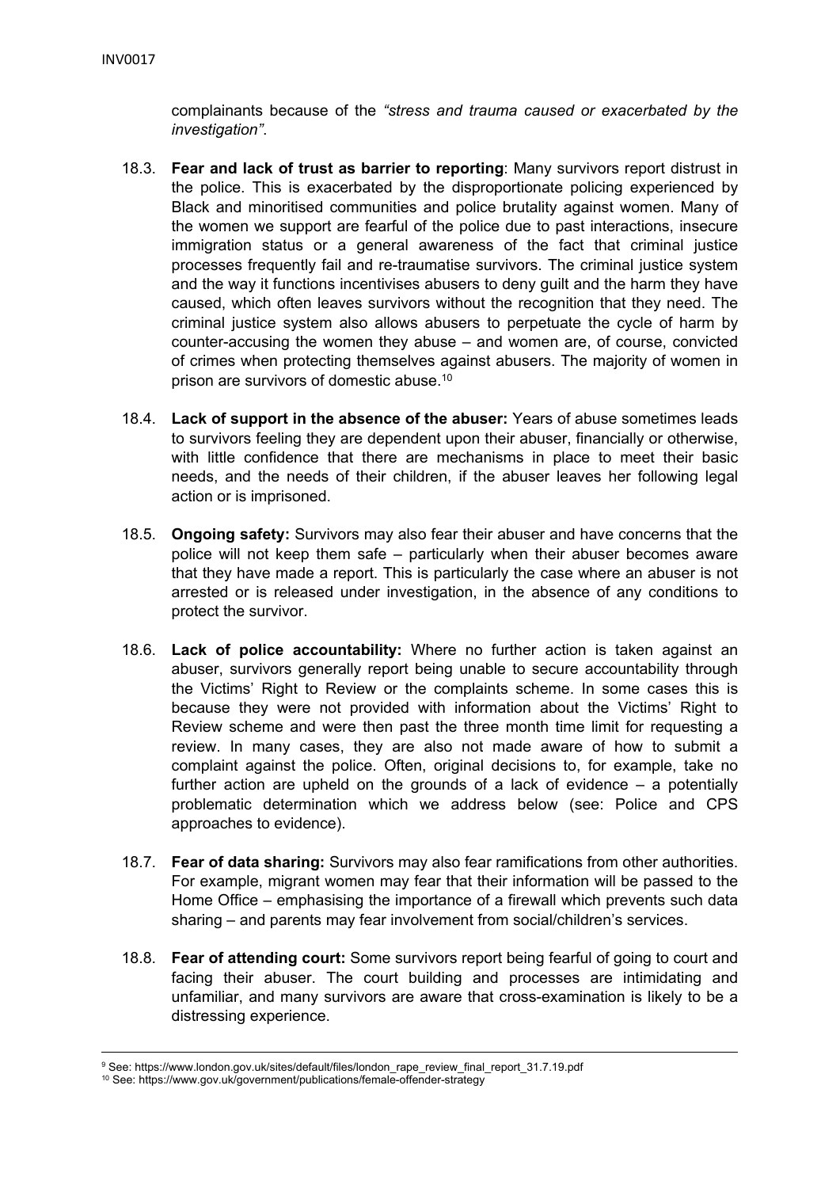complainants because of the *"stress and trauma caused or exacerbated by the investigation"*.

18.3. **Fear and lack of trust as barrier to reporting**: Many survivors report distrust in the police. This is exacerbated by the disproportionate policing experienced by Black and minoritised communities and police brutality against women. Many of the women we support are fearful of the police due to past interactions, insecure immigration status or a general awareness of the fact that criminal justice processes frequently fail and re-traumatise survivors. The criminal justice system and the way it functions incentivises abusers to deny guilt and the harm they have caused, which often leaves survivors without the recognition that they need. The criminal justice system also allows abusers to perpetuate the cycle of harm by counter-accusing the women they abuse – and women are, of course, convicted of crimes when protecting themselves against abusers. The majority of women in prison are survivors of domestic abuse.[10]

18.4. **Lack of support in the absence of the abuser:** Years of abuse sometimes leads to survivors feeling they are dependent upon their abuser, financially or otherwise, with little confidence that there are mechanisms in place to meet their basic needs, and the needs of their children, if the abuser leaves her following legal action or is imprisoned.

18.5. **Ongoing safety:** Survivors may also fear their abuser and have concerns that the police will not keep them safe – particularly when their abuser becomes aware that they have made a report. This is particularly the case where an abuser is not arrested or is released under investigation, in the absence of any conditions to protect the survivor.

18.6. **Lack of police accountability:** Where no further action is taken against an abuser, survivors generally report being unable to secure accountability through the Victims' Right to Review or the complaints scheme. In some cases this is because they were not provided with information about the Victims' Right to Review scheme and were then past the three month time limit for requesting a review. In many cases, they are also not made aware of how to submit a complaint against the police. Often, original decisions to, for example, take no further action are upheld on the grounds of a lack of evidence – a potentially problematic determination which we address below (see: Police and CPS approaches to evidence).

18.7. **Fear of data sharing:** Survivors may also fear ramifications from other authorities. For example, migrant women may fear that their information will be passed to the Home Office – emphasising the importance of a firewall which prevents such data sharing – and parents may fear involvement from social/children's services.

18.8. **Fear of attending court:** Some survivors report being fearful of going to court and facing their abuser. The court building and processes are intimidating and unfamiliar, and many survivors are aware that cross-examination is likely to be a distressing experience.

---

[9] See: https://www.london.gov.uk/sites/default/files/london_rape_review_final_report_31.7.19.pdf

[10] See: https://www.gov.uk/government/publications/female-offender-strategy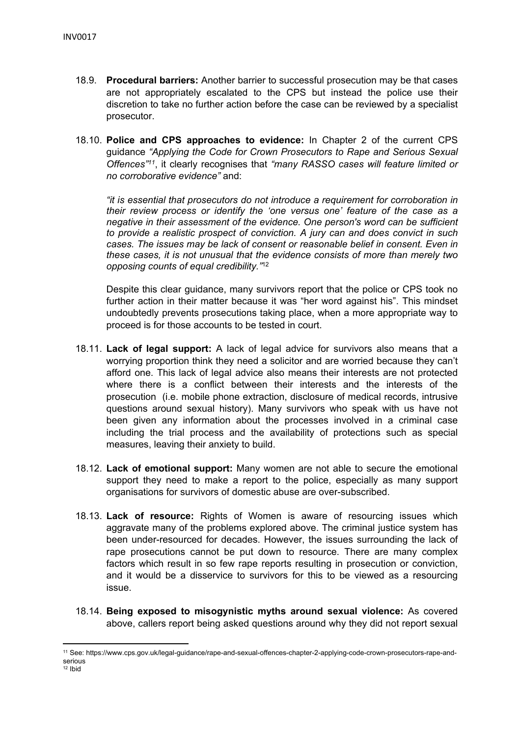18.9. **Procedural barriers:** Another barrier to successful prosecution may be that cases are not appropriately escalated to the CPS but instead the police use their discretion to take no further action before the case can be reviewed by a specialist prosecutor.

18.10. **Police and CPS approaches to evidence:** In Chapter 2 of the current CPS guidance *"Applying the Code for Crown Prosecutors to Rape and Serious Sexual Offences"*[11], it clearly recognises that *"many RASSO cases will feature limited or no corroborative evidence"* and:

*"it is essential that prosecutors do not introduce a requirement for corroboration in their review process or identify the 'one versus one' feature of the case as a negative in their assessment of the evidence. One person's word can be sufficient to provide a realistic prospect of conviction. A jury can and does convict in such cases. The issues may be lack of consent or reasonable belief in consent. Even in these cases, it is not unusual that the evidence consists of more than merely two opposing counts of equal credibility."*[12]

Despite this clear guidance, many survivors report that the police or CPS took no further action in their matter because it was "her word against his". This mindset undoubtedly prevents prosecutions taking place, when a more appropriate way to proceed is for those accounts to be tested in court.

18.11. **Lack of legal support:** A lack of legal advice for survivors also means that a worrying proportion think they need a solicitor and are worried because they can't afford one. This lack of legal advice also means their interests are not protected where there is a conflict between their interests and the interests of the prosecution (i.e. mobile phone extraction, disclosure of medical records, intrusive questions around sexual history). Many survivors who speak with us have not been given any information about the processes involved in a criminal case including the trial process and the availability of protections such as special measures, leaving their anxiety to build.

18.12. **Lack of emotional support:** Many women are not able to secure the emotional support they need to make a report to the police, especially as many support organisations for survivors of domestic abuse are over-subscribed.

18.13. **Lack of resource:** Rights of Women is aware of resourcing issues which aggravate many of the problems explored above. The criminal justice system has been under-resourced for decades. However, the issues surrounding the lack of rape prosecutions cannot be put down to resource. There are many complex factors which result in so few rape reports resulting in prosecution or conviction, and it would be a disservice to survivors for this to be viewed as a resourcing issue.

18.14. **Being exposed to misogynistic myths around sexual violence:** As covered above, callers report being asked questions around why they did not report sexual

---

[11] See: https://www.cps.gov.uk/legal-guidance/rape-and-sexual-offences-chapter-2-applying-code-crown-prosecutors-rape-and-serious

[12] Ibid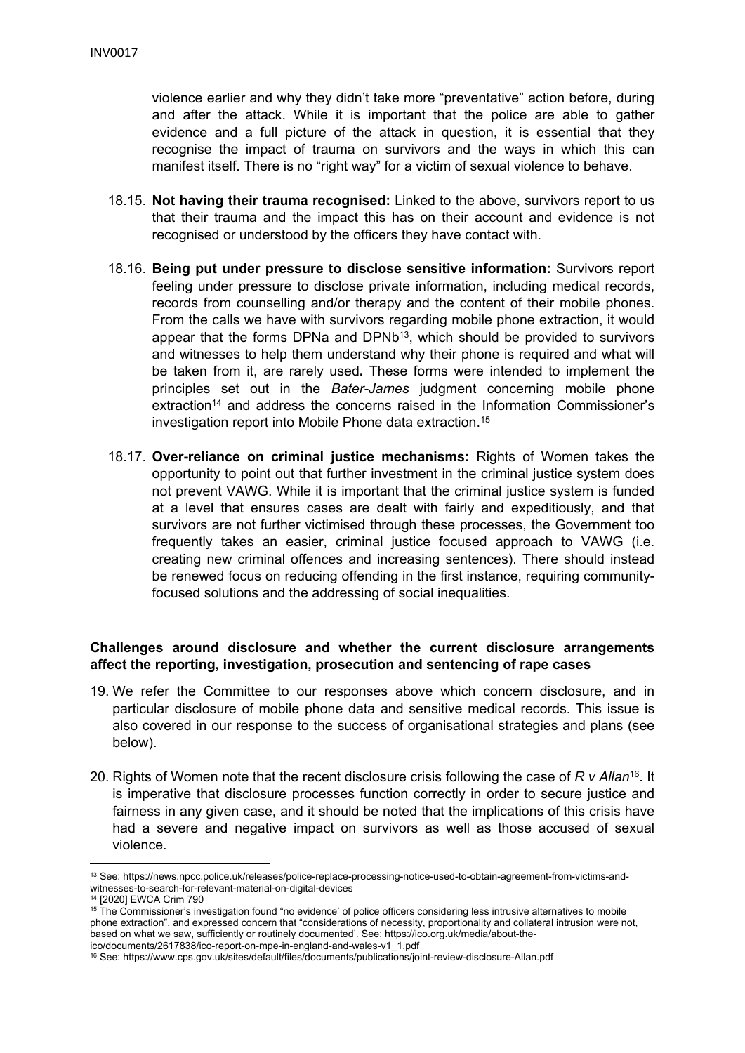violence earlier and why they didn't take more "preventative" action before, during and after the attack. While it is important that the police are able to gather evidence and a full picture of the attack in question, it is essential that they recognise the impact of trauma on survivors and the ways in which this can manifest itself. There is no "right way" for a victim of sexual violence to behave.

18.15. **Not having their trauma recognised:** Linked to the above, survivors report to us that their trauma and the impact this has on their account and evidence is not recognised or understood by the officers they have contact with.

18.16. **Being put under pressure to disclose sensitive information:** Survivors report feeling under pressure to disclose private information, including medical records, records from counselling and/or therapy and the content of their mobile phones. From the calls we have with survivors regarding mobile phone extraction, it would appear that the forms DPNa and DPNb[13], which should be provided to survivors and witnesses to help them understand why their phone is required and what will be taken from it, are rarely used. These forms were intended to implement the principles set out in the *Bater-James* judgment concerning mobile phone extraction[14] and address the concerns raised in the Information Commissioner's investigation report into Mobile Phone data extraction.[15]

18.17. **Over-reliance on criminal justice mechanisms:** Rights of Women takes the opportunity to point out that further investment in the criminal justice system does not prevent VAWG. While it is important that the criminal justice system is funded at a level that ensures cases are dealt with fairly and expeditiously, and that survivors are not further victimised through these processes, the Government too frequently takes an easier, criminal justice focused approach to VAWG (i.e. creating new criminal offences and increasing sentences). There should instead be renewed focus on reducing offending in the first instance, requiring community-focused solutions and the addressing of social inequalities.

**Challenges around disclosure and whether the current disclosure arrangements affect the reporting, investigation, prosecution and sentencing of rape cases**

19. We refer the Committee to our responses above which concern disclosure, and in particular disclosure of mobile phone data and sensitive medical records. This issue is also covered in our response to the success of organisational strategies and plans (see below).

20. Rights of Women note that the recent disclosure crisis following the case of *R v Allan*[16]. It is imperative that disclosure processes function correctly in order to secure justice and fairness in any given case, and it should be noted that the implications of this crisis have had a severe and negative impact on survivors as well as those accused of sexual violence.

---

[13] See: https://news.npcc.police.uk/releases/police-replace-processing-notice-used-to-obtain-agreement-from-victims-and-witnesses-to-search-for-relevant-material-on-digital-devices

[14] [2020] EWCA Crim 790

[15] The Commissioner's investigation found "no evidence' of police officers considering less intrusive alternatives to mobile phone extraction", and expressed concern that "considerations of necessity, proportionality and collateral intrusion were not, based on what we saw, sufficiently or routinely documented'. See: https://ico.org.uk/media/about-the-ico/documents/2617838/ico-report-on-mpe-in-england-and-wales-v1_1.pdf

[16] See: https://www.cps.gov.uk/sites/default/files/documents/publications/joint-review-disclosure-Allan.pdf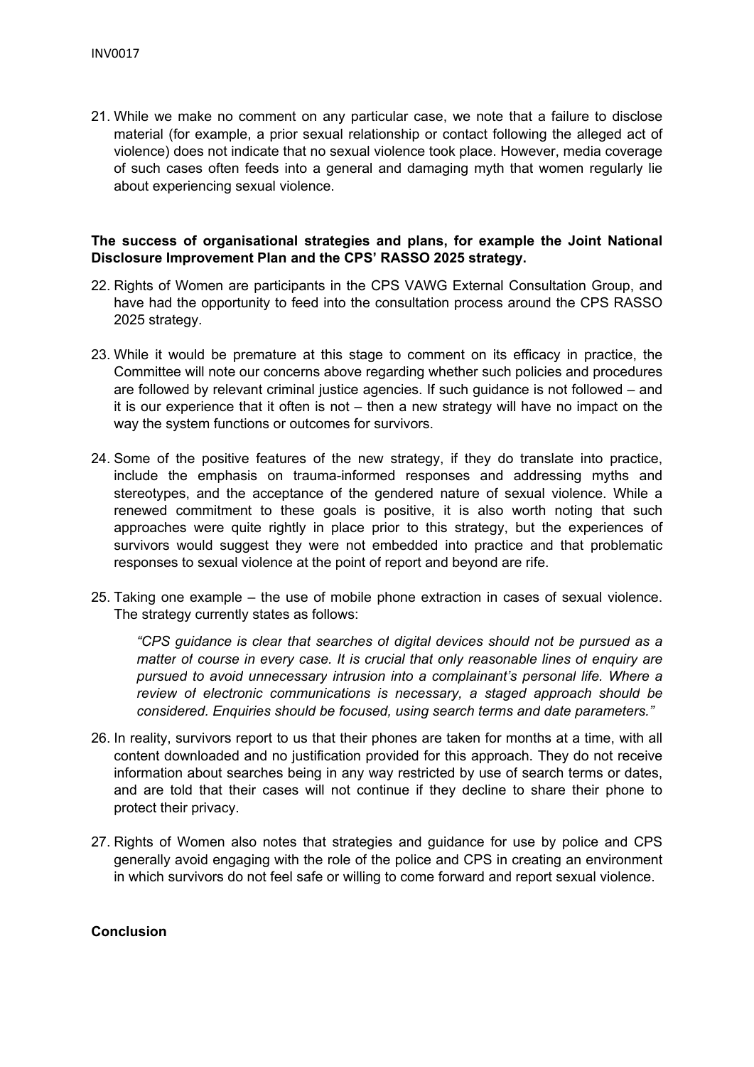21. While we make no comment on any particular case, we note that a failure to disclose material (for example, a prior sexual relationship or contact following the alleged act of violence) does not indicate that no sexual violence took place. However, media coverage of such cases often feeds into a general and damaging myth that women regularly lie about experiencing sexual violence.

**The success of organisational strategies and plans, for example the Joint National Disclosure Improvement Plan and the CPS' RASSO 2025 strategy.**

22. Rights of Women are participants in the CPS VAWG External Consultation Group, and have had the opportunity to feed into the consultation process around the CPS RASSO 2025 strategy.

23. While it would be premature at this stage to comment on its efficacy in practice, the Committee will note our concerns above regarding whether such policies and procedures are followed by relevant criminal justice agencies. If such guidance is not followed – and it is our experience that it often is not – then a new strategy will have no impact on the way the system functions or outcomes for survivors.

24. Some of the positive features of the new strategy, if they do translate into practice, include the emphasis on trauma-informed responses and addressing myths and stereotypes, and the acceptance of the gendered nature of sexual violence. While a renewed commitment to these goals is positive, it is also worth noting that such approaches were quite rightly in place prior to this strategy, but the experiences of survivors would suggest they were not embedded into practice and that problematic responses to sexual violence at the point of report and beyond are rife.

25. Taking one example – the use of mobile phone extraction in cases of sexual violence. The strategy currently states as follows:

    *"CPS guidance is clear that searches of digital devices should not be pursued as a matter of course in every case. It is crucial that only reasonable lines of enquiry are pursued to avoid unnecessary intrusion into a complainant's personal life. Where a review of electronic communications is necessary, a staged approach should be considered. Enquiries should be focused, using search terms and date parameters."*

26. In reality, survivors report to us that their phones are taken for months at a time, with all content downloaded and no justification provided for this approach. They do not receive information about searches being in any way restricted by use of search terms or dates, and are told that their cases will not continue if they decline to share their phone to protect their privacy.

27. Rights of Women also notes that strategies and guidance for use by police and CPS generally avoid engaging with the role of the police and CPS in creating an environment in which survivors do not feel safe or willing to come forward and report sexual violence.

**Conclusion**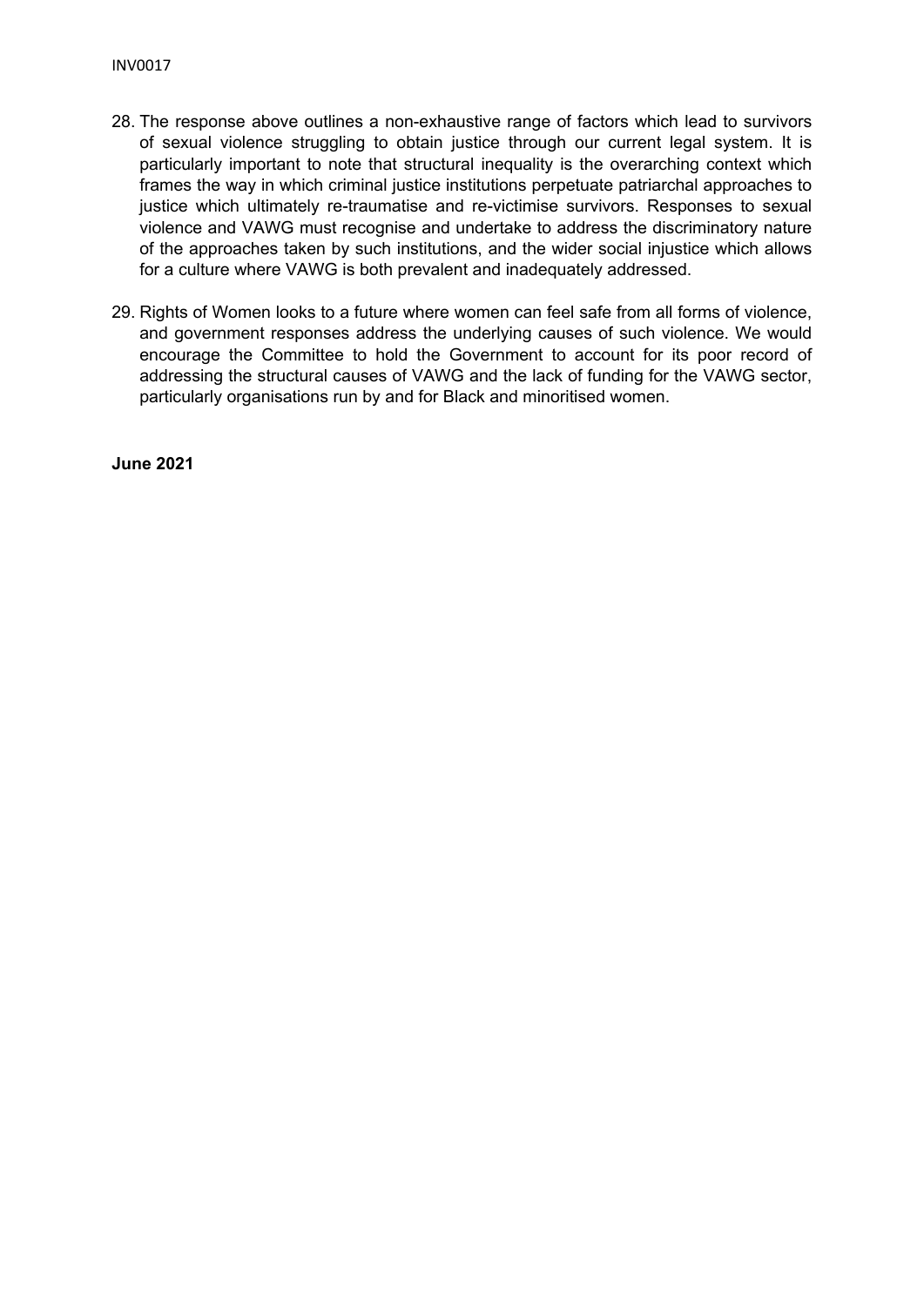28. The response above outlines a non-exhaustive range of factors which lead to survivors of sexual violence struggling to obtain justice through our current legal system. It is particularly important to note that structural inequality is the overarching context which frames the way in which criminal justice institutions perpetuate patriarchal approaches to justice which ultimately re-traumatise and re-victimise survivors. Responses to sexual violence and VAWG must recognise and undertake to address the discriminatory nature of the approaches taken by such institutions, and the wider social injustice which allows for a culture where VAWG is both prevalent and inadequately addressed.

29. Rights of Women looks to a future where women can feel safe from all forms of violence, and government responses address the underlying causes of such violence. We would encourage the Committee to hold the Government to account for its poor record of addressing the structural causes of VAWG and the lack of funding for the VAWG sector, particularly organisations run by and for Black and minoritised women.

**June 2021**